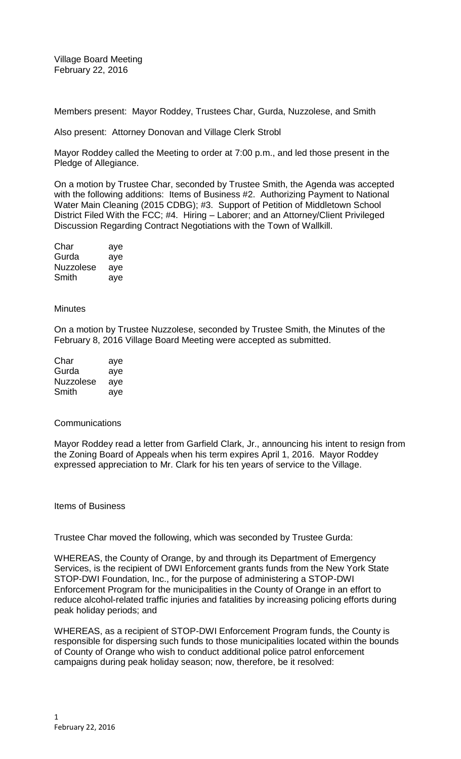Village Board Meeting
February 22, 2016

Members present: Mayor Roddey, Trustees Char, Gurda, Nuzzolese, and Smith

Also present: Attorney Donovan and Village Clerk Strobl

Mayor Roddey called the Meeting to order at 7:00 p.m., and led those present in the Pledge of Allegiance.

On a motion by Trustee Char, seconded by Trustee Smith, the Agenda was accepted with the following additions: Items of Business #2. Authorizing Payment to National Water Main Cleaning (2015 CDBG); #3. Support of Petition of Middletown School District Filed With the FCC; #4. Hiring – Laborer; and an Attorney/Client Privileged Discussion Regarding Contract Negotiations with the Town of Wallkill.

| | |
|---|---|
| Char | aye |
| Gurda | aye |
| Nuzzolese | aye |
| Smith | aye |

Minutes

On a motion by Trustee Nuzzolese, seconded by Trustee Smith, the Minutes of the February 8, 2016 Village Board Meeting were accepted as submitted.

| | |
|---|---|
| Char | aye |
| Gurda | aye |
| Nuzzolese | aye |
| Smith | aye |

Communications

Mayor Roddey read a letter from Garfield Clark, Jr., announcing his intent to resign from the Zoning Board of Appeals when his term expires April 1, 2016. Mayor Roddey expressed appreciation to Mr. Clark for his ten years of service to the Village.

Items of Business

Trustee Char moved the following, which was seconded by Trustee Gurda:

WHEREAS, the County of Orange, by and through its Department of Emergency Services, is the recipient of DWI Enforcement grants funds from the New York State STOP-DWI Foundation, Inc., for the purpose of administering a STOP-DWI Enforcement Program for the municipalities in the County of Orange in an effort to reduce alcohol-related traffic injuries and fatalities by increasing policing efforts during peak holiday periods; and

WHEREAS, as a recipient of STOP-DWI Enforcement Program funds, the County is responsible for dispersing such funds to those municipalities located within the bounds of County of Orange who wish to conduct additional police patrol enforcement campaigns during peak holiday season; now, therefore, be it resolved: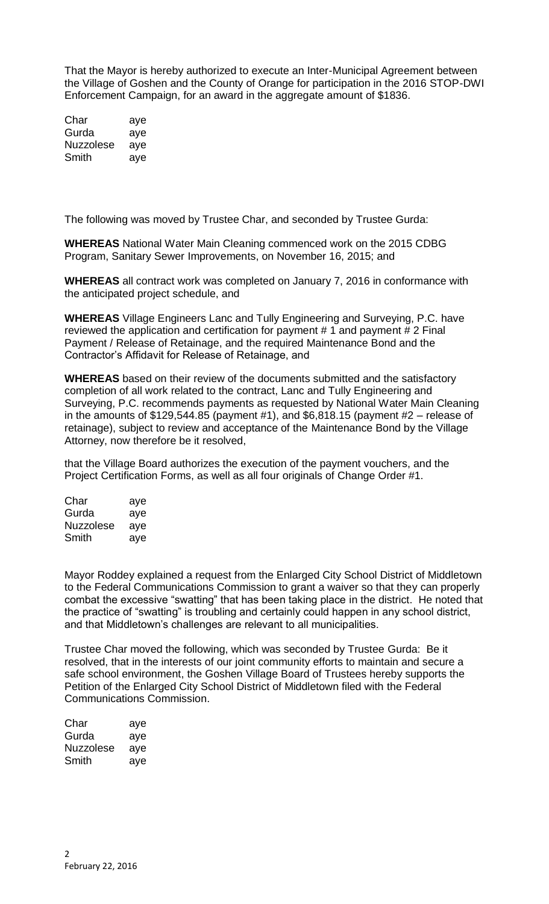That the Mayor is hereby authorized to execute an Inter-Municipal Agreement between the Village of Goshen and the County of Orange for participation in the 2016 STOP-DWI Enforcement Campaign, for an award in the aggregate amount of $1836.

| | |
|---|---|
| Char | aye |
| Gurda | aye |
| Nuzzolese | aye |
| Smith | aye |

The following was moved by Trustee Char, and seconded by Trustee Gurda:

**WHEREAS** National Water Main Cleaning commenced work on the 2015 CDBG Program, Sanitary Sewer Improvements, on November 16, 2015; and

**WHEREAS** all contract work was completed on January 7, 2016 in conformance with the anticipated project schedule, and

**WHEREAS** Village Engineers Lanc and Tully Engineering and Surveying, P.C. have reviewed the application and certification for payment # 1 and payment # 2 Final Payment / Release of Retainage, and the required Maintenance Bond and the Contractor's Affidavit for Release of Retainage, and

**WHEREAS** based on their review of the documents submitted and the satisfactory completion of all work related to the contract, Lanc and Tully Engineering and Surveying, P.C. recommends payments as requested by National Water Main Cleaning in the amounts of $129,544.85 (payment #1), and $6,818.15 (payment #2 – release of retainage), subject to review and acceptance of the Maintenance Bond by the Village Attorney, now therefore be it resolved,

that the Village Board authorizes the execution of the payment vouchers, and the Project Certification Forms, as well as all four originals of Change Order #1.

| | |
|---|---|
| Char | aye |
| Gurda | aye |
| Nuzzolese | aye |
| Smith | aye |

Mayor Roddey explained a request from the Enlarged City School District of Middletown to the Federal Communications Commission to grant a waiver so that they can properly combat the excessive "swatting" that has been taking place in the district. He noted that the practice of "swatting" is troubling and certainly could happen in any school district, and that Middletown's challenges are relevant to all municipalities.

Trustee Char moved the following, which was seconded by Trustee Gurda: Be it resolved, that in the interests of our joint community efforts to maintain and secure a safe school environment, the Goshen Village Board of Trustees hereby supports the Petition of the Enlarged City School District of Middletown filed with the Federal Communications Commission.

| | |
|---|---|
| Char | aye |
| Gurda | aye |
| Nuzzolese | aye |
| Smith | aye |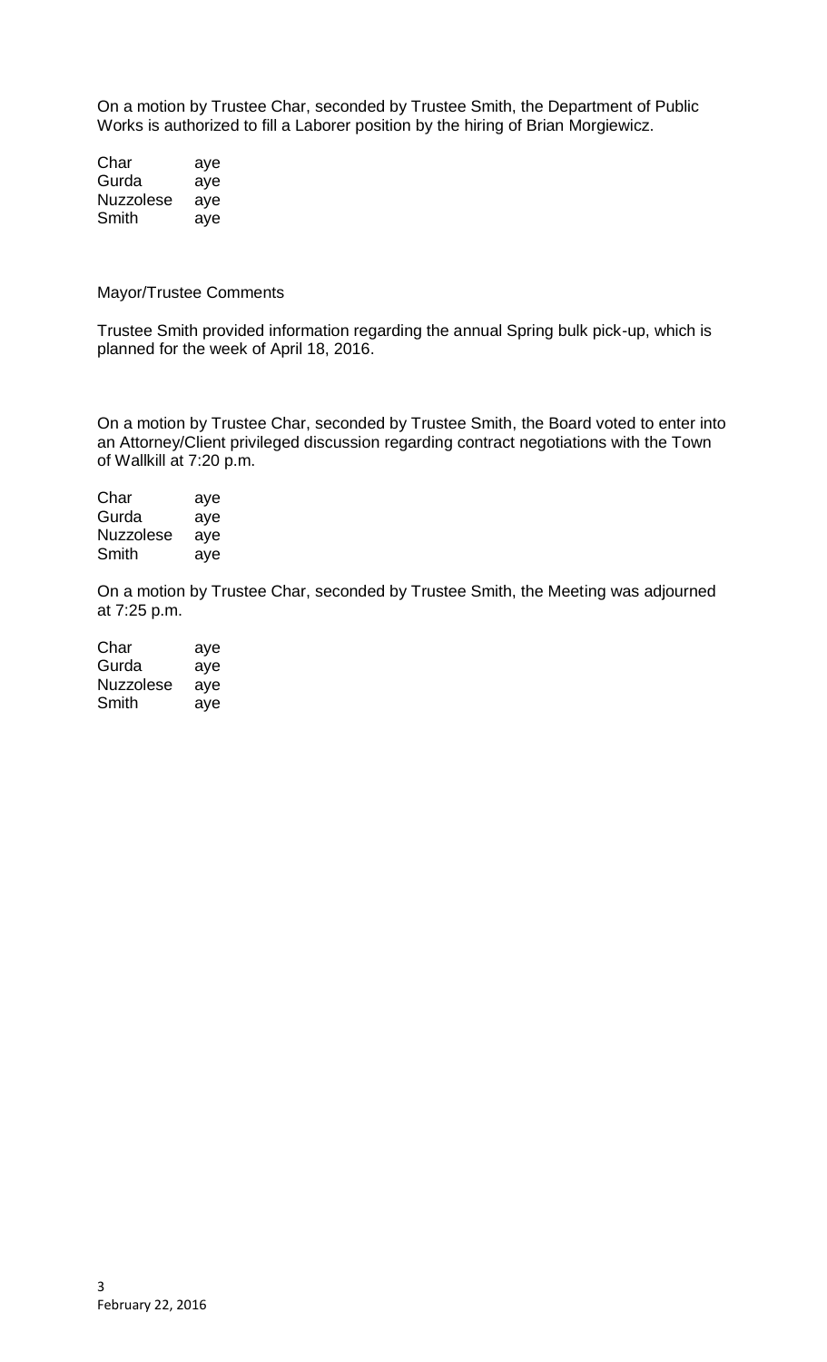On a motion by Trustee Char, seconded by Trustee Smith, the Department of Public Works is authorized to fill a Laborer position by the hiring of Brian Morgiewicz.

| | |
|---|---|
| Char | aye |
| Gurda | aye |
| Nuzzolese | aye |
| Smith | aye |

Mayor/Trustee Comments

Trustee Smith provided information regarding the annual Spring bulk pick-up, which is planned for the week of April 18, 2016.

On a motion by Trustee Char, seconded by Trustee Smith, the Board voted to enter into an Attorney/Client privileged discussion regarding contract negotiations with the Town of Wallkill at 7:20 p.m.

| | |
|---|---|
| Char | aye |
| Gurda | aye |
| Nuzzolese | aye |
| Smith | aye |

On a motion by Trustee Char, seconded by Trustee Smith, the Meeting was adjourned at 7:25 p.m.

| | |
|---|---|
| Char | aye |
| Gurda | aye |
| Nuzzolese | aye |
| Smith | aye |